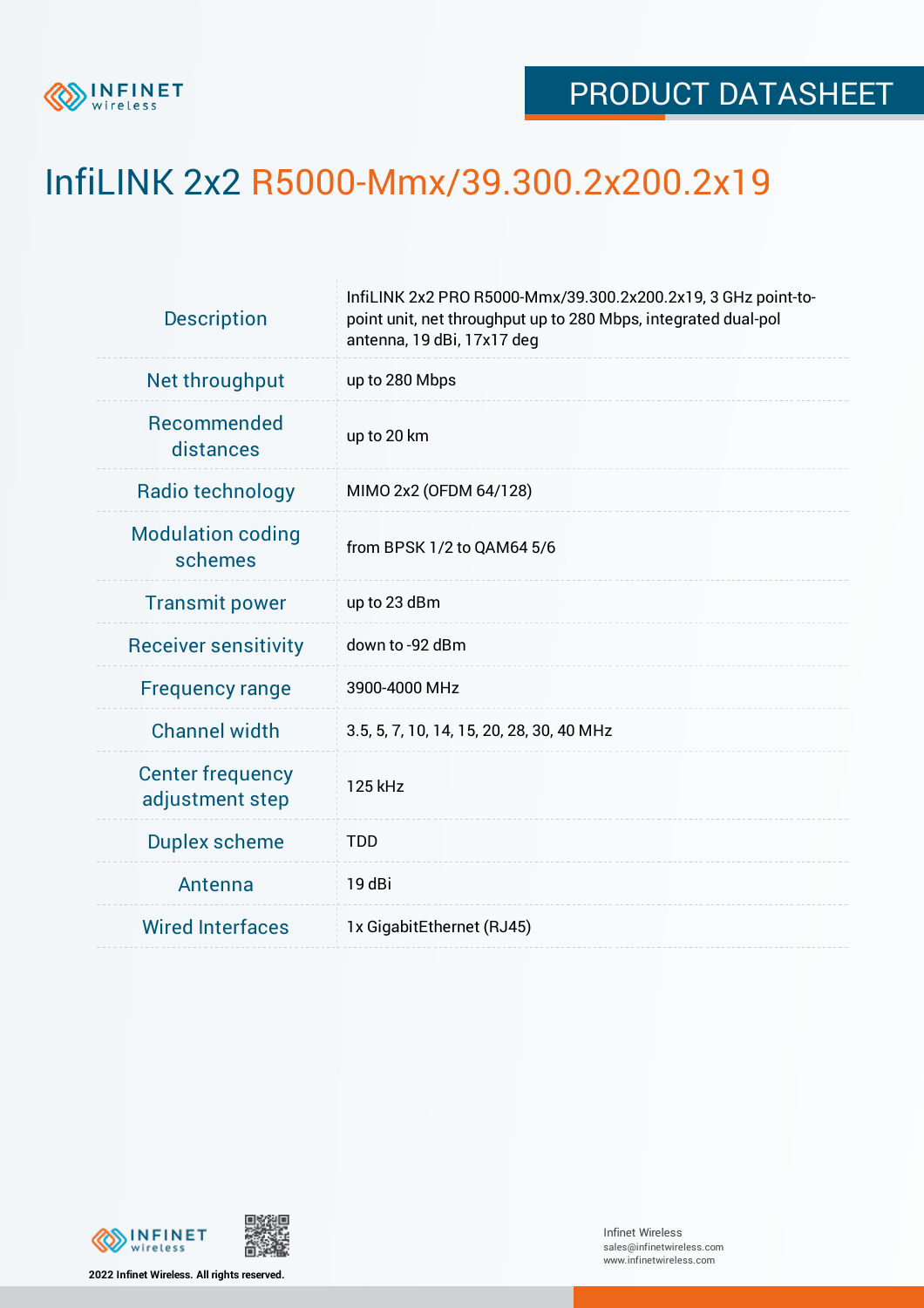PRODUCT DATASHEET

# InfiLINK 2x2 R5000-Mmx/39.300.2x200.2x19

| | |
|---|---|
| Description | InfiLINK 2x2 PRO R5000-Mmx/39.300.2x200.2x19, 3 GHz point-to-point unit, net throughput up to 280 Mbps, integrated dual-pol antenna, 19 dBi, 17x17 deg |
| Net throughput | up to 280 Mbps |
| Recommended distances | up to 20 km |
| Radio technology | MIMO 2x2 (OFDM 64/128) |
| Modulation coding schemes | from BPSK 1/2 to QAM64 5/6 |
| Transmit power | up to 23 dBm |
| Receiver sensitivity | down to -92 dBm |
| Frequency range | 3900-4000 MHz |
| Channel width | 3.5, 5, 7, 10, 14, 15, 20, 28, 30, 40 MHz |
| Center frequency adjustment step | 125 kHz |
| Duplex scheme | TDD |
| Antenna | 19 dBi |
| Wired Interfaces | 1x GigabitEthernet (RJ45) |

2022 Infinet Wireless. All rights reserved.

Infinet Wireless
sales@infinetwireless.com
www.infinetwireless.com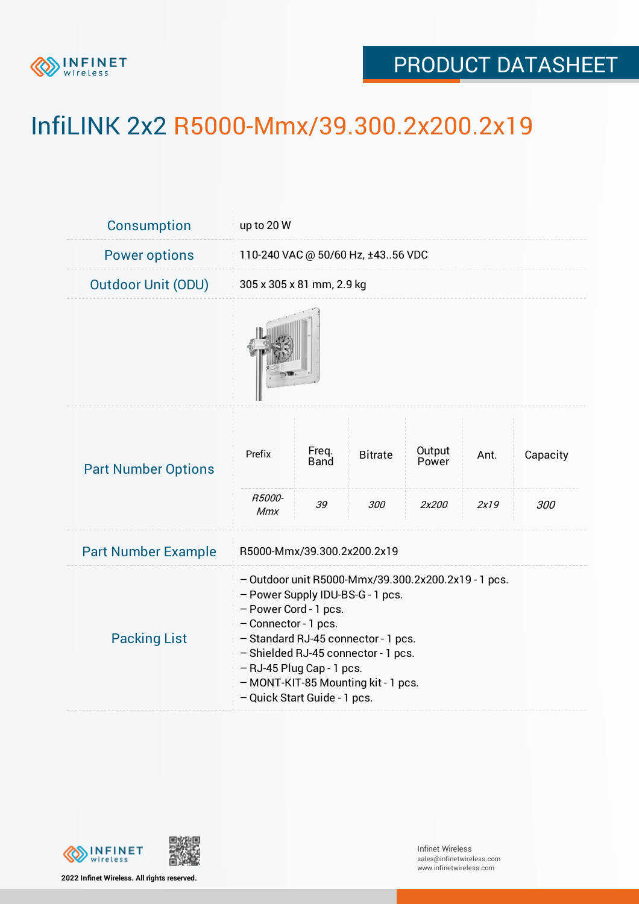# InfiLINK 2x2 R5000-Mmx/39.300.2x200.2x19

| | |
|---|---|
| Consumption | up to 20 W |
| Power options | 110-240 VAC @ 50/60 Hz, ±43..56 VDC |
| Outdoor Unit (ODU) | 305 x 305 x 81 mm, 2.9 kg |

**Part Number Options**

| Prefix | Freq. Band | Bitrate | Output Power | Ant. | Capacity |
|---|---|---|---|---|---|
| *R5000-Mmx* | *39* | *300* | *2x200* | *2x19* | *300* |

| | |
|---|---|
| Part Number Example | R5000-Mmx/39.300.2x200.2x19 |

**Packing List**

- Outdoor unit R5000-Mmx/39.300.2x200.2x19 - 1 pcs.
- Power Supply IDU-BS-G - 1 pcs.
- Power Cord - 1 pcs.
- Connector - 1 pcs.
- Standard RJ-45 connector - 1 pcs.
- Shielded RJ-45 connector - 1 pcs.
- RJ-45 Plug Cap - 1 pcs.
- MONT-KIT-85 Mounting kit - 1 pcs.
- Quick Start Guide - 1 pcs.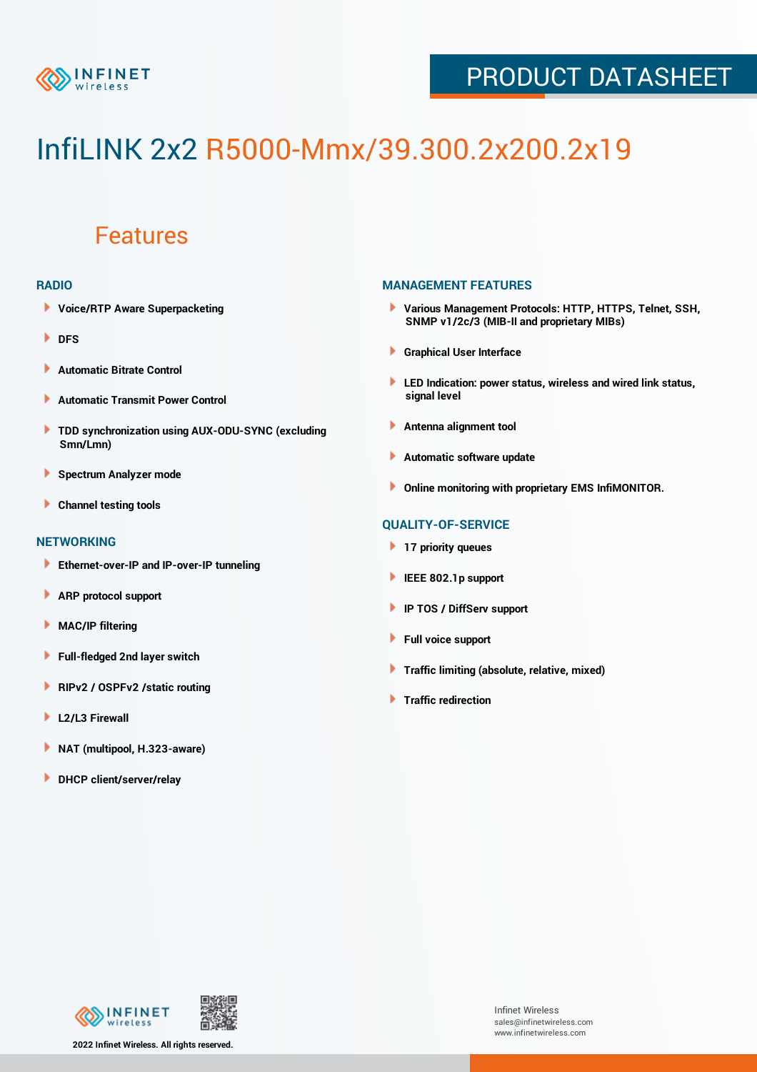# InfiLINK 2x2 R5000-Mmx/39.300.2x200.2x19

## Features

### RADIO

- Voice/RTP Aware Superpacketing
- DFS
- Automatic Bitrate Control
- Automatic Transmit Power Control
- TDD synchronization using AUX-ODU-SYNC (excluding Smn/Lmn)
- Spectrum Analyzer mode
- Channel testing tools

### NETWORKING

- Ethernet-over-IP and IP-over-IP tunneling
- ARP protocol support
- MAC/IP filtering
- Full-fledged 2nd layer switch
- RIPv2 / OSPFv2 /static routing
- L2/L3 Firewall
- NAT (multipool, H.323-aware)
- DHCP client/server/relay

### MANAGEMENT FEATURES

- Various Management Protocols: HTTP, HTTPS, Telnet, SSH, SNMP v1/2c/3 (MIB-II and proprietary MIBs)
- Graphical User Interface
- LED Indication: power status, wireless and wired link status, signal level
- Antenna alignment tool
- Automatic software update
- Online monitoring with proprietary EMS InfiMONITOR.

### QUALITY-OF-SERVICE

- 17 priority queues
- IEEE 802.1p support
- IP TOS / DiffServ support
- Full voice support
- Traffic limiting (absolute, relative, mixed)
- Traffic redirection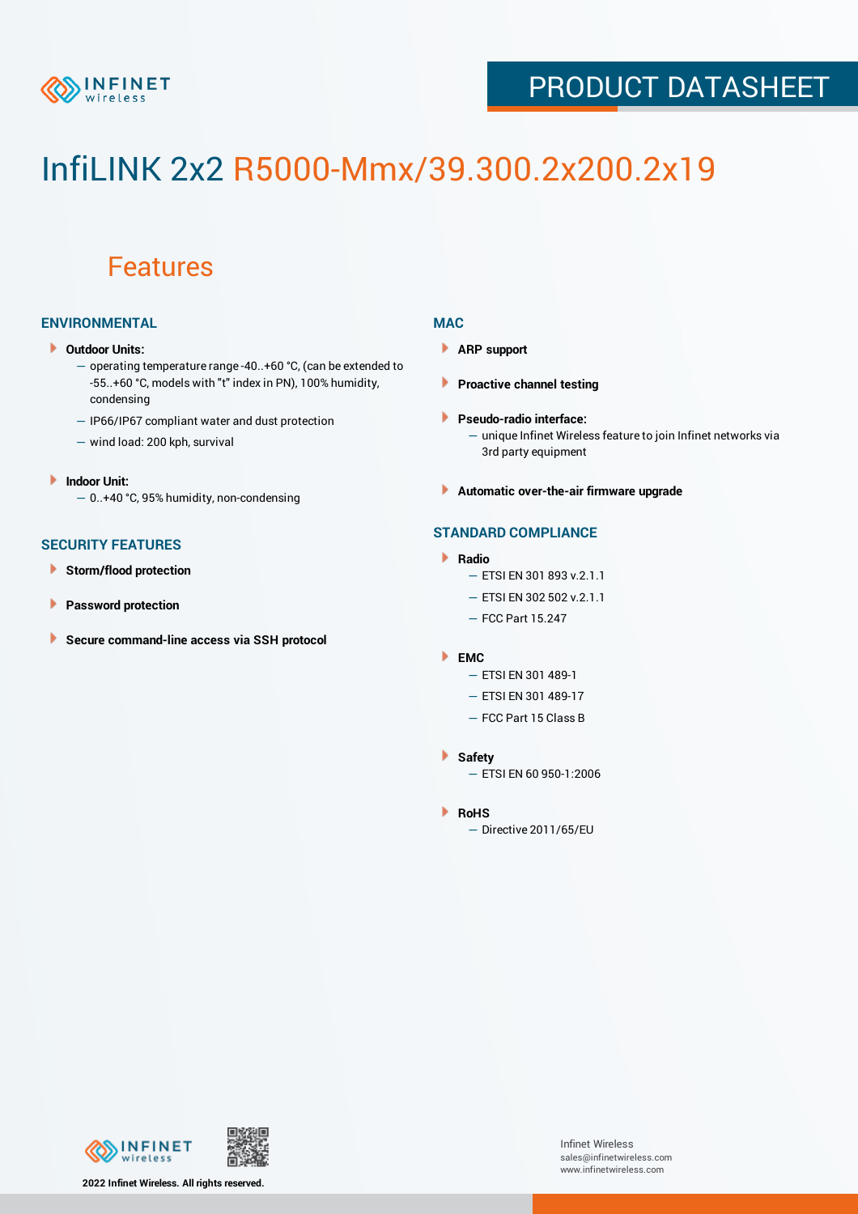# InfiLINK 2x2 R5000-Mmx/39.300.2x200.2x19

## Features

### ENVIRONMENTAL

- **Outdoor Units:**
  - operating temperature range -40..+60 °C, (can be extended to -55..+60 °C, models with "t" index in PN), 100% humidity, condensing
  - IP66/IP67 compliant water and dust protection
  - wind load: 200 kph, survival
- **Indoor Unit:**
  - 0..+40 °C, 95% humidity, non-condensing

### SECURITY FEATURES

- **Storm/flood protection**
- **Password protection**
- **Secure command-line access via SSH protocol**

### MAC

- **ARP support**
- **Proactive channel testing**
- **Pseudo-radio interface:**
  - unique Infinet Wireless feature to join Infinet networks via 3rd party equipment
- **Automatic over-the-air firmware upgrade**

### STANDARD COMPLIANCE

- **Radio**
  - ETSI EN 301 893 v.2.1.1
  - ETSI EN 302 502 v.2.1.1
  - FCC Part 15.247
- **EMC**
  - ETSI EN 301 489-1
  - ETSI EN 301 489-17
  - FCC Part 15 Class B
- **Safety**
  - ETSI EN 60 950-1:2006
- **RoHS**
  - Directive 2011/65/EU

2022 Infinet Wireless. All rights reserved.

Infinet Wireless
sales@infinetwireless.com
www.infinetwireless.com